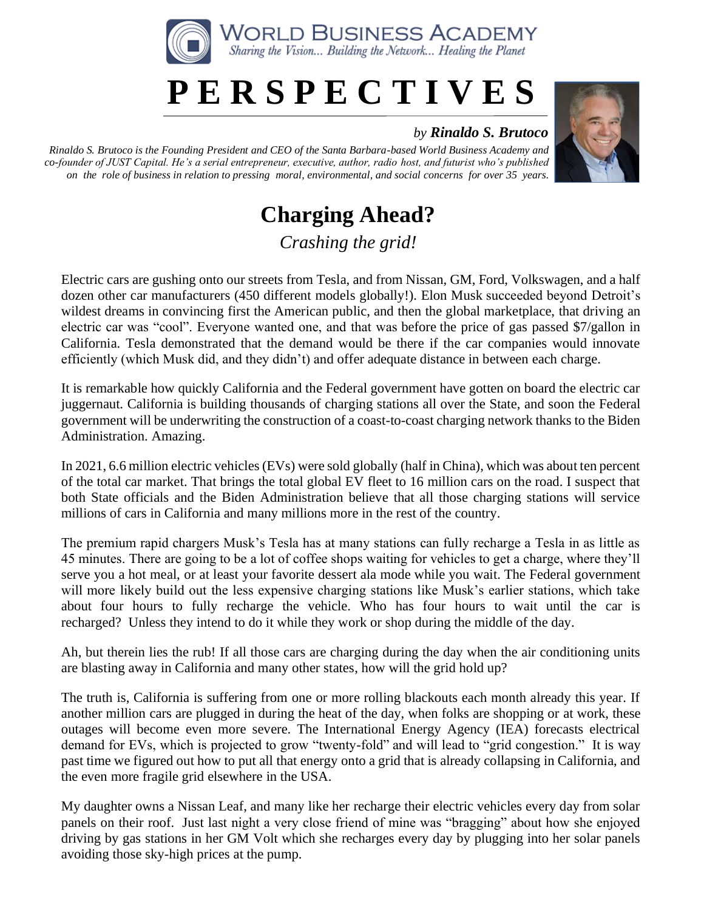WORLD BUSINESS ACADEMY

*Sharing the Vision... Building the Network... Healing the Planet*

# P E R S P E C T I V E S

*by* ***Rinaldo S. Brutoco***

*Rinaldo S. Brutoco is the Founding President and CEO of the Santa Barbara-based World Business Academy and co-founder of JUST Capital. He's a serial entrepreneur, executive, author, radio host, and futurist who's published on the role of business in relation to pressing moral, environmental, and social concerns for over 35 years.*

## Charging Ahead?

*Crashing the grid!*

Electric cars are gushing onto our streets from Tesla, and from Nissan, GM, Ford, Volkswagen, and a half dozen other car manufacturers (450 different models globally!). Elon Musk succeeded beyond Detroit's wildest dreams in convincing first the American public, and then the global marketplace, that driving an electric car was "cool". Everyone wanted one, and that was before the price of gas passed $7/gallon in California. Tesla demonstrated that the demand would be there if the car companies would innovate efficiently (which Musk did, and they didn't) and offer adequate distance in between each charge.

It is remarkable how quickly California and the Federal government have gotten on board the electric car juggernaut. California is building thousands of charging stations all over the State, and soon the Federal government will be underwriting the construction of a coast-to-coast charging network thanks to the Biden Administration. Amazing.

In 2021, 6.6 million electric vehicles (EVs) were sold globally (half in China), which was about ten percent of the total car market. That brings the total global EV fleet to 16 million cars on the road. I suspect that both State officials and the Biden Administration believe that all those charging stations will service millions of cars in California and many millions more in the rest of the country.

The premium rapid chargers Musk's Tesla has at many stations can fully recharge a Tesla in as little as 45 minutes. There are going to be a lot of coffee shops waiting for vehicles to get a charge, where they'll serve you a hot meal, or at least your favorite dessert ala mode while you wait. The Federal government will more likely build out the less expensive charging stations like Musk's earlier stations, which take about four hours to fully recharge the vehicle. Who has four hours to wait until the car is recharged? Unless they intend to do it while they work or shop during the middle of the day.

Ah, but therein lies the rub! If all those cars are charging during the day when the air conditioning units are blasting away in California and many other states, how will the grid hold up?

The truth is, California is suffering from one or more rolling blackouts each month already this year. If another million cars are plugged in during the heat of the day, when folks are shopping or at work, these outages will become even more severe. The International Energy Agency (IEA) forecasts electrical demand for EVs, which is projected to grow "twenty-fold" and will lead to "grid congestion." It is way past time we figured out how to put all that energy onto a grid that is already collapsing in California, and the even more fragile grid elsewhere in the USA.

My daughter owns a Nissan Leaf, and many like her recharge their electric vehicles every day from solar panels on their roof. Just last night a very close friend of mine was "bragging" about how she enjoyed driving by gas stations in her GM Volt which she recharges every day by plugging into her solar panels avoiding those sky-high prices at the pump.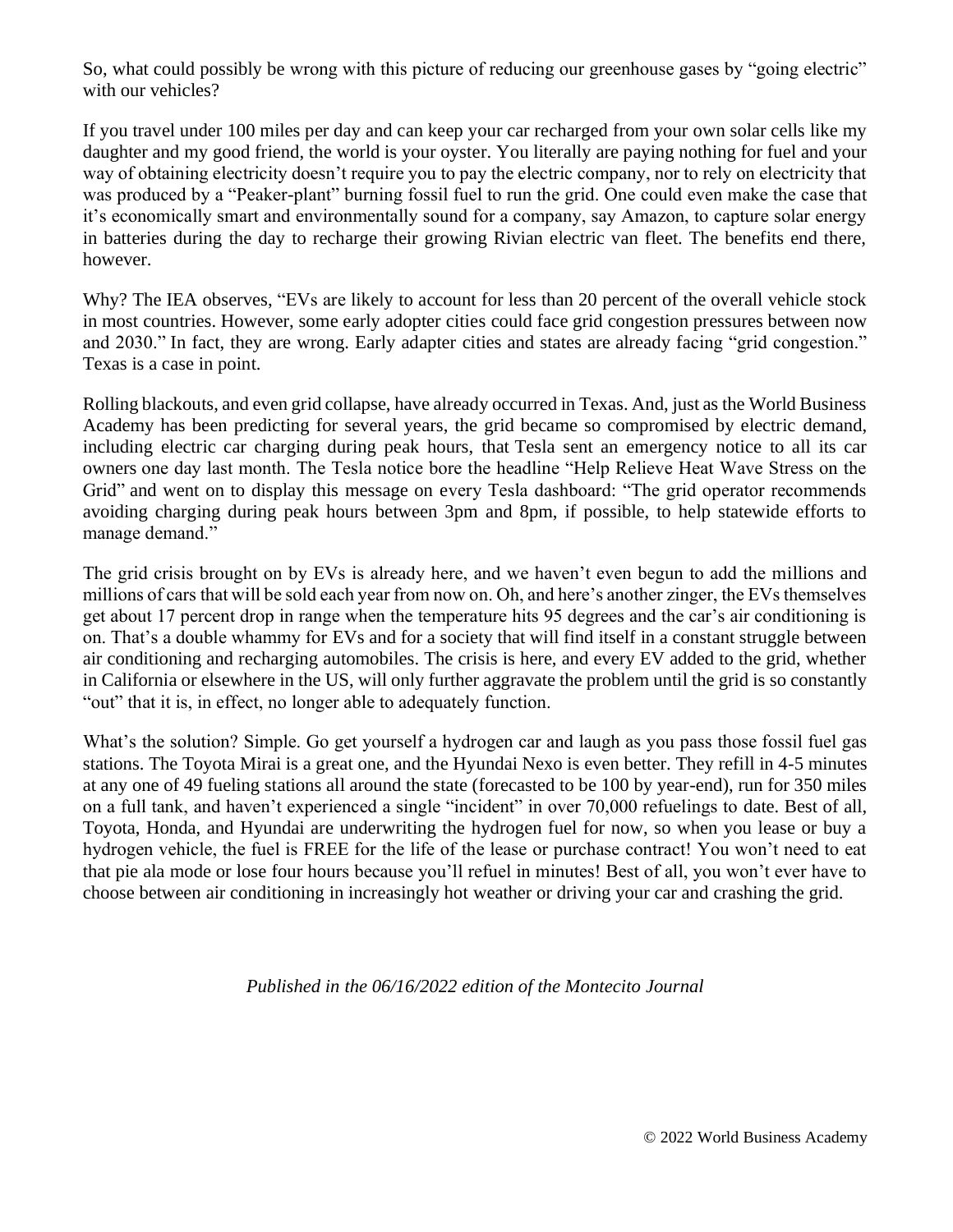So, what could possibly be wrong with this picture of reducing our greenhouse gases by "going electric" with our vehicles?

If you travel under 100 miles per day and can keep your car recharged from your own solar cells like my daughter and my good friend, the world is your oyster. You literally are paying nothing for fuel and your way of obtaining electricity doesn't require you to pay the electric company, nor to rely on electricity that was produced by a "Peaker-plant" burning fossil fuel to run the grid. One could even make the case that it's economically smart and environmentally sound for a company, say Amazon, to capture solar energy in batteries during the day to recharge their growing Rivian electric van fleet. The benefits end there, however.

Why? The IEA observes, "EVs are likely to account for less than 20 percent of the overall vehicle stock in most countries. However, some early adopter cities could face grid congestion pressures between now and 2030." In fact, they are wrong. Early adapter cities and states are already facing "grid congestion." Texas is a case in point.

Rolling blackouts, and even grid collapse, have already occurred in Texas. And, just as the World Business Academy has been predicting for several years, the grid became so compromised by electric demand, including electric car charging during peak hours, that Tesla sent an emergency notice to all its car owners one day last month. The Tesla notice bore the headline "Help Relieve Heat Wave Stress on the Grid" and went on to display this message on every Tesla dashboard: "The grid operator recommends avoiding charging during peak hours between 3pm and 8pm, if possible, to help statewide efforts to manage demand."

The grid crisis brought on by EVs is already here, and we haven't even begun to add the millions and millions of cars that will be sold each year from now on. Oh, and here's another zinger, the EVs themselves get about 17 percent drop in range when the temperature hits 95 degrees and the car's air conditioning is on. That's a double whammy for EVs and for a society that will find itself in a constant struggle between air conditioning and recharging automobiles. The crisis is here, and every EV added to the grid, whether in California or elsewhere in the US, will only further aggravate the problem until the grid is so constantly "out" that it is, in effect, no longer able to adequately function.

What's the solution? Simple. Go get yourself a hydrogen car and laugh as you pass those fossil fuel gas stations. The Toyota Mirai is a great one, and the Hyundai Nexo is even better. They refill in 4-5 minutes at any one of 49 fueling stations all around the state (forecasted to be 100 by year-end), run for 350 miles on a full tank, and haven't experienced a single "incident" in over 70,000 refuelings to date. Best of all, Toyota, Honda, and Hyundai are underwriting the hydrogen fuel for now, so when you lease or buy a hydrogen vehicle, the fuel is FREE for the life of the lease or purchase contract! You won't need to eat that pie ala mode or lose four hours because you'll refuel in minutes! Best of all, you won't ever have to choose between air conditioning in increasingly hot weather or driving your car and crashing the grid.

*Published in the 06/16/2022 edition of the Montecito Journal*

© 2022 World Business Academy